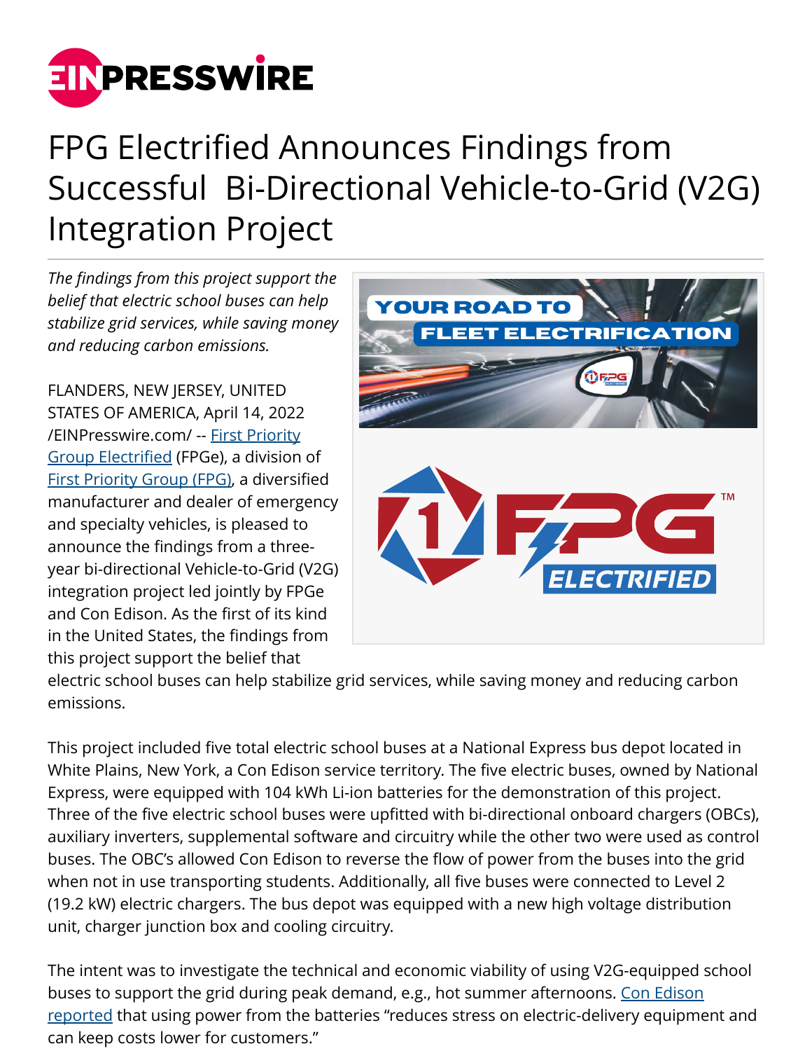# FPG Electrified Announces Findings from Successful Bi-Directional Vehicle-to-Grid (V2G) Integration Project

*The findings from this project support the belief that electric school buses can help stabilize grid services, while saving money and reducing carbon emissions.*

FLANDERS, NEW JERSEY, UNITED STATES OF AMERICA, April 14, 2022 /EINPresswire.com/ -- First Priority Group Electrified (FPGe), a division of First Priority Group (FPG), a diversified manufacturer and dealer of emergency and specialty vehicles, is pleased to announce the findings from a three-year bi-directional Vehicle-to-Grid (V2G) integration project led jointly by FPGe and Con Edison. As the first of its kind in the United States, the findings from this project support the belief that electric school buses can help stabilize grid services, while saving money and reducing carbon emissions.

This project included five total electric school buses at a National Express bus depot located in White Plains, New York, a Con Edison service territory. The five electric buses, owned by National Express, were equipped with 104 kWh Li-ion batteries for the demonstration of this project. Three of the five electric school buses were upfitted with bi-directional onboard chargers (OBCs), auxiliary inverters, supplemental software and circuitry while the other two were used as control buses. The OBC's allowed Con Edison to reverse the flow of power from the buses into the grid when not in use transporting students. Additionally, all five buses were connected to Level 2 (19.2 kW) electric chargers. The bus depot was equipped with a new high voltage distribution unit, charger junction box and cooling circuitry.

The intent was to investigate the technical and economic viability of using V2G-equipped school buses to support the grid during peak demand, e.g., hot summer afternoons. Con Edison reported that using power from the batteries "reduces stress on electric-delivery equipment and can keep costs lower for customers."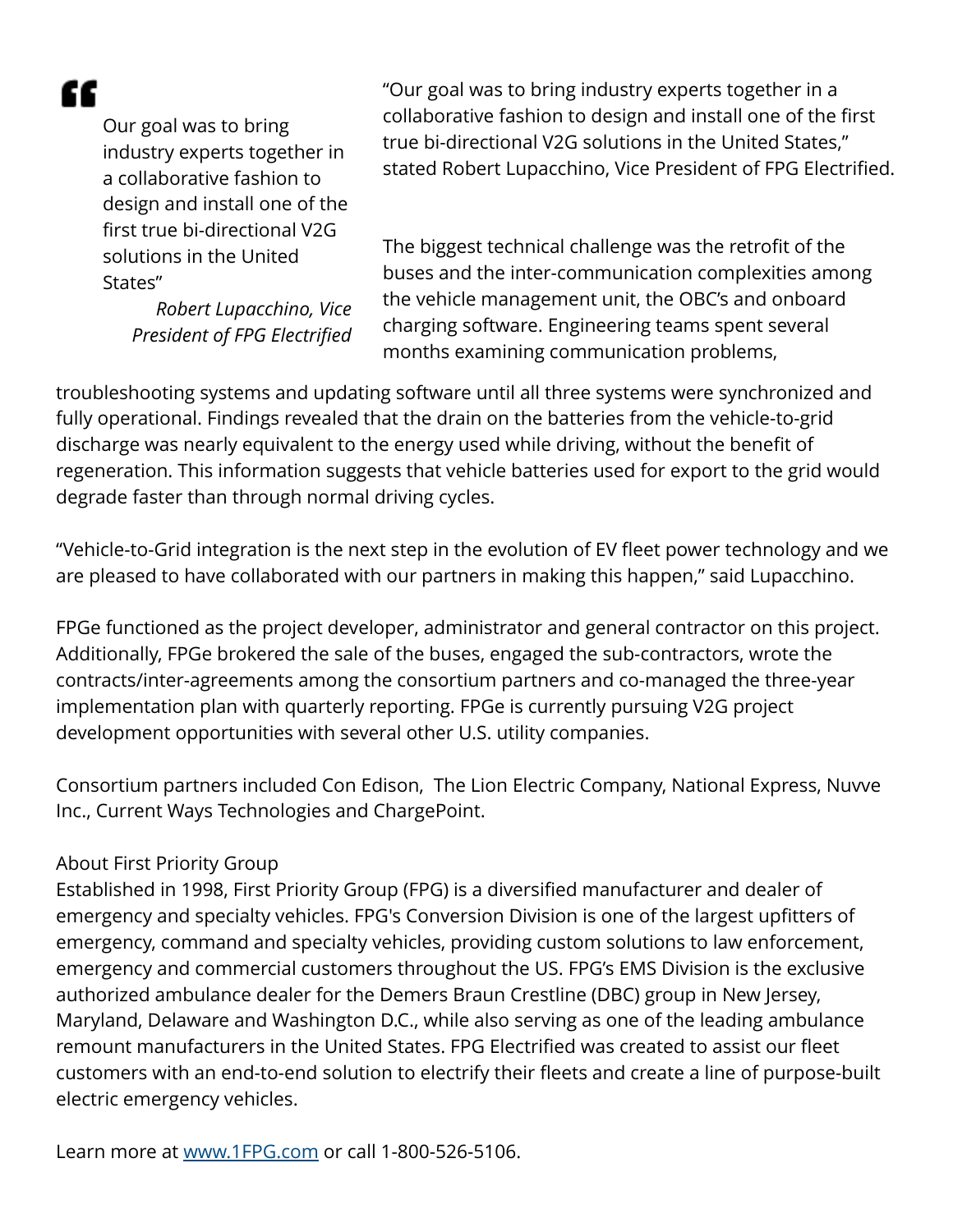> Our goal was to bring industry experts together in a collaborative fashion to design and install one of the first true bi-directional V2G solutions in the United States"
>
> *Robert Lupacchino, Vice President of FPG Electrified*

"Our goal was to bring industry experts together in a collaborative fashion to design and install one of the first true bi-directional V2G solutions in the United States," stated Robert Lupacchino, Vice President of FPG Electrified.

The biggest technical challenge was the retrofit of the buses and the inter-communication complexities among the vehicle management unit, the OBC's and onboard charging software. Engineering teams spent several months examining communication problems, troubleshooting systems and updating software until all three systems were synchronized and fully operational. Findings revealed that the drain on the batteries from the vehicle-to-grid discharge was nearly equivalent to the energy used while driving, without the benefit of regeneration. This information suggests that vehicle batteries used for export to the grid would degrade faster than through normal driving cycles.

"Vehicle-to-Grid integration is the next step in the evolution of EV fleet power technology and we are pleased to have collaborated with our partners in making this happen," said Lupacchino.

FPGe functioned as the project developer, administrator and general contractor on this project. Additionally, FPGe brokered the sale of the buses, engaged the sub-contractors, wrote the contracts/inter-agreements among the consortium partners and co-managed the three-year implementation plan with quarterly reporting. FPGe is currently pursuing V2G project development opportunities with several other U.S. utility companies.

Consortium partners included Con Edison, The Lion Electric Company, National Express, Nuvve Inc., Current Ways Technologies and ChargePoint.

About First Priority Group

Established in 1998, First Priority Group (FPG) is a diversified manufacturer and dealer of emergency and specialty vehicles. FPG's Conversion Division is one of the largest upfitters of emergency, command and specialty vehicles, providing custom solutions to law enforcement, emergency and commercial customers throughout the US. FPG's EMS Division is the exclusive authorized ambulance dealer for the Demers Braun Crestline (DBC) group in New Jersey, Maryland, Delaware and Washington D.C., while also serving as one of the leading ambulance remount manufacturers in the United States. FPG Electrified was created to assist our fleet customers with an end-to-end solution to electrify their fleets and create a line of purpose-built electric emergency vehicles.

Learn more at [www.1FPG.com](http://www.1FPG.com) or call 1-800-526-5106.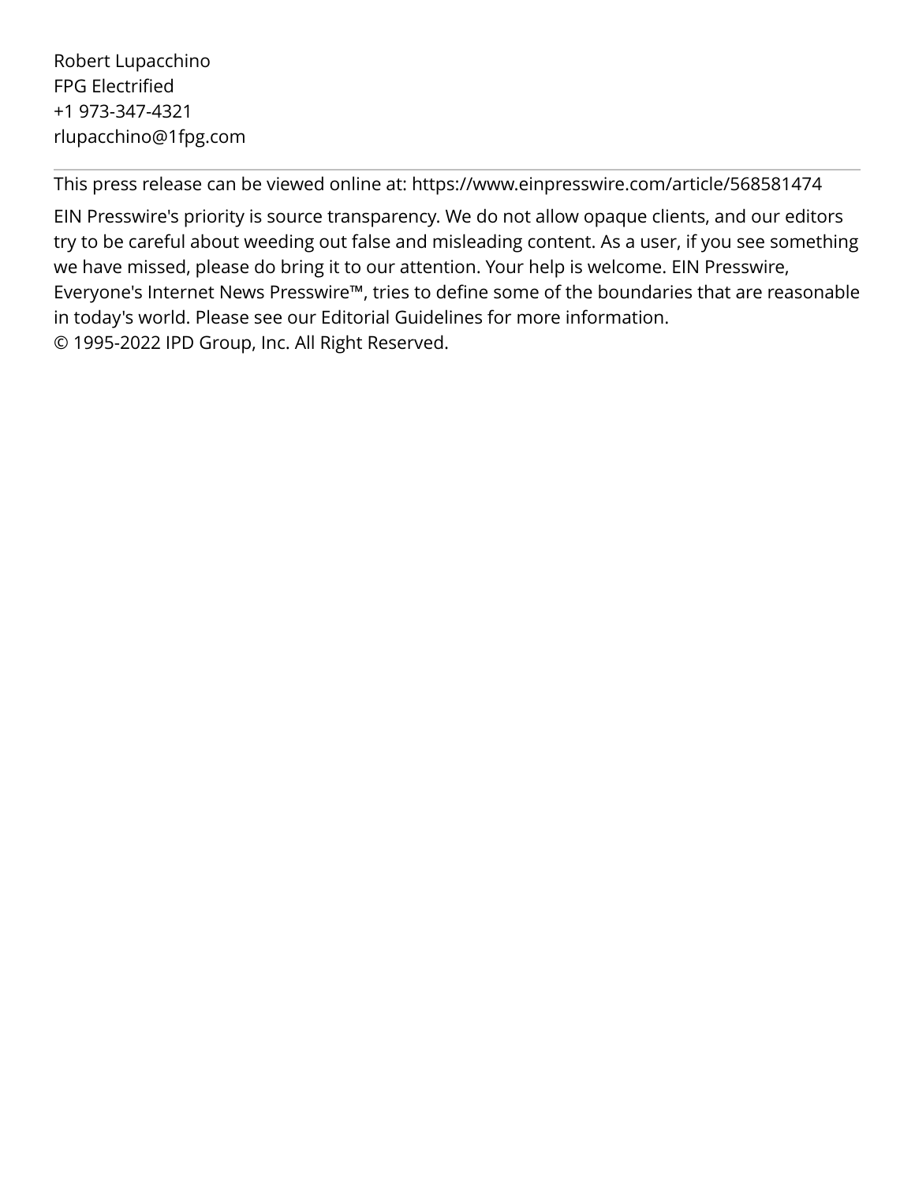Robert Lupacchino
FPG Electrified
+1 973-347-4321
rlupacchino@1fpg.com

---

This press release can be viewed online at: https://www.einpresswire.com/article/568581474

EIN Presswire's priority is source transparency. We do not allow opaque clients, and our editors try to be careful about weeding out false and misleading content. As a user, if you see something we have missed, please do bring it to our attention. Your help is welcome. EIN Presswire, Everyone's Internet News Presswire™, tries to define some of the boundaries that are reasonable in today's world. Please see our Editorial Guidelines for more information.
© 1995-2022 IPD Group, Inc. All Right Reserved.